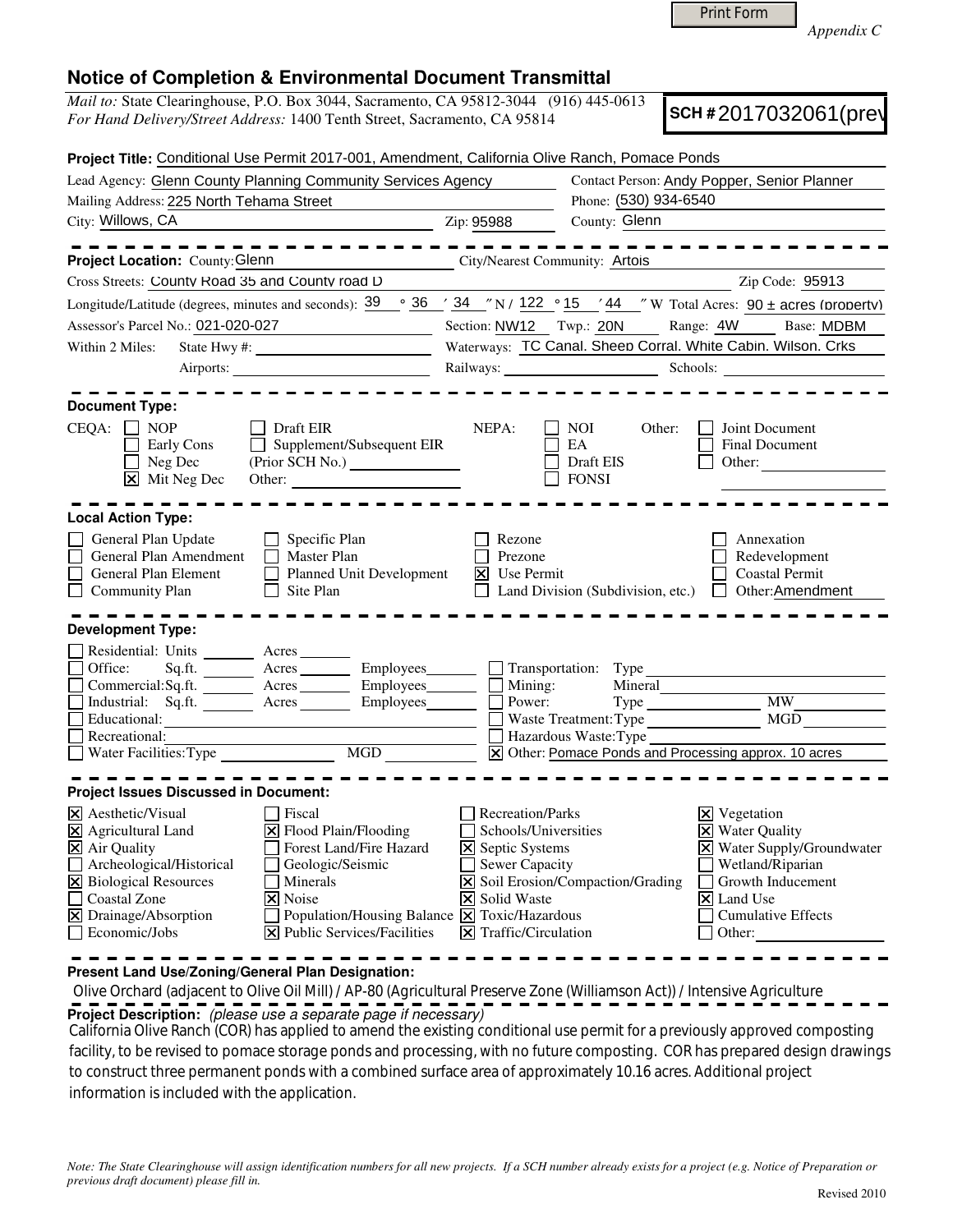Print Form

*Appendix C*

# Notice of Completion & Environmental Document Transmittal

*Mail to:* State Clearinghouse, P.O. Box 3044, Sacramento, CA 95812-3044 (916) 445-0613
*For Hand Delivery/Street Address:* 1400 Tenth Street, Sacramento, CA 95814

**SCH #** 2017032061(prev

**Project Title:** Conditional Use Permit 2017-001, Amendment, California Olive Ranch, Pomace Ponds

Lead Agency: Glenn County Planning Community Services Agency
Contact Person: Andy Popper, Senior Planner
Mailing Address: 225 North Tehama Street
Phone: (530) 934-6540
City: Willows, CA
Zip: 95988
County: Glenn

---

**Project Location:** County: Glenn
City/Nearest Community: Artois
Cross Streets: County Road 35 and County road D
Zip Code: 95913
Longitude/Latitude (degrees, minutes and seconds): 39 ° 36 ′ 34 ″ N / 122 ° 15 ′ 44 ″ W Total Acres: 90 ± acres (property)
Assessor's Parcel No.: 021-020-027
Section: NW12 Twp.: 20N Range: 4W Base: MDBM
Within 2 Miles: State Hwy #:
Waterways: TC Canal, Sheep Corral, White Cabin, Wilson, Crks
Airports:
Railways:
Schools:

---

**Document Type:**

CEQA: ☐ NOP ☐ Early Cons ☐ Neg Dec ☒ Mit Neg Dec ☐ Draft EIR ☐ Supplement/Subsequent EIR (Prior SCH No.) Other:

NEPA: ☐ NOI ☐ EA ☐ Draft EIS ☐ FONSI

Other: ☐ Joint Document ☐ Final Document ☐ Other:

---

**Local Action Type:**

☐ General Plan Update
☐ General Plan Amendment
☐ General Plan Element
☐ Community Plan
☐ Specific Plan
☐ Master Plan
☐ Planned Unit Development
☐ Site Plan
☐ Rezone
☐ Prezone
☒ Use Permit
☐ Land Division (Subdivision, etc.)
☐ Annexation
☐ Redevelopment
☐ Coastal Permit
☐ Other: Amendment

---

**Development Type:**

☐ Residential: Units ___ Acres ___
☐ Office: Sq.ft. ___ Acres ___ Employees ___
☐ Commercial: Sq.ft. ___ Acres ___ Employees ___
☐ Industrial: Sq.ft. ___ Acres ___ Employees ___
☐ Educational:
☐ Recreational:
☐ Water Facilities: Type ___ MGD ___
☐ Transportation: Type
☐ Mining: Mineral
☐ Power: Type ___ MW
☐ Waste Treatment: Type ___ MGD
☐ Hazardous Waste: Type
☒ Other: Pomace Ponds and Processing approx. 10 acres

---

**Project Issues Discussed in Document:**

☒ Aesthetic/Visual
☒ Agricultural Land
☒ Air Quality
☐ Archeological/Historical
☒ Biological Resources
☐ Coastal Zone
☒ Drainage/Absorption
☐ Economic/Jobs
☐ Fiscal
☒ Flood Plain/Flooding
☐ Forest Land/Fire Hazard
☐ Geologic/Seismic
☐ Minerals
☒ Noise
☐ Population/Housing Balance
☒ Public Services/Facilities
☐ Recreation/Parks
☐ Schools/Universities
☒ Septic Systems
☐ Sewer Capacity
☒ Soil Erosion/Compaction/Grading
☒ Solid Waste
☒ Toxic/Hazardous
☒ Traffic/Circulation
☒ Vegetation
☒ Water Quality
☒ Water Supply/Groundwater
☐ Wetland/Riparian
☐ Growth Inducement
☒ Land Use
☐ Cumulative Effects
☐ Other:

---

**Present Land Use/Zoning/General Plan Designation:**

Olive Orchard (adjacent to Olive Oil Mill) / AP-80 (Agricultural Preserve Zone (Williamson Act)) / Intensive Agriculture

**Project Description:** *(please use a separate page if necessary)*

California Olive Ranch (COR) has applied to amend the existing conditional use permit for a previously approved composting facility, to be revised to pomace storage ponds and processing, with no future composting. COR has prepared design drawings to construct three permanent ponds with a combined surface area of approximately 10.16 acres. Additional project information is included with the application.

*Note: The State Clearinghouse will assign identification numbers for all new projects. If a SCH number already exists for a project (e.g. Notice of Preparation or previous draft document) please fill in.*

Revised 2010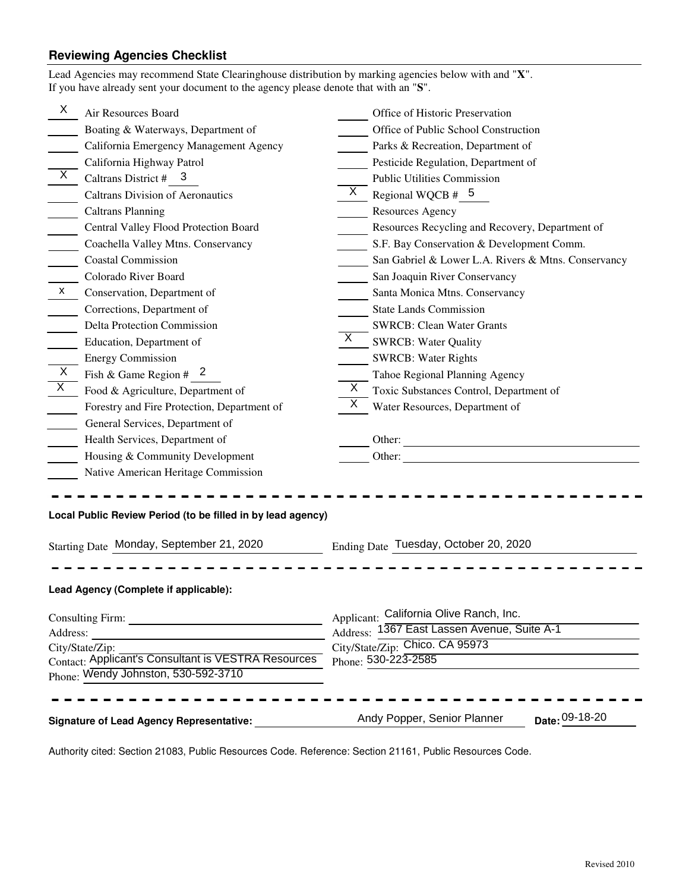## Reviewing Agencies Checklist

Lead Agencies may recommend State Clearinghouse distribution by marking agencies below with and "**X**". If you have already sent your document to the agency please denote that with an "**S**".

X Air Resources Board
___ Boating & Waterways, Department of
___ California Emergency Management Agency
___ California Highway Patrol
X Caltrans District # 3
___ Caltrans Division of Aeronautics
___ Caltrans Planning
___ Central Valley Flood Protection Board
___ Coachella Valley Mtns. Conservancy
___ Coastal Commission
___ Colorado River Board
x Conservation, Department of
___ Corrections, Department of
___ Delta Protection Commission
___ Education, Department of
___ Energy Commission
X Fish & Game Region # 2
X Food & Agriculture, Department of
___ Forestry and Fire Protection, Department of
___ General Services, Department of
___ Health Services, Department of
___ Housing & Community Development
___ Native American Heritage Commission
___ Office of Historic Preservation
___ Office of Public School Construction
___ Parks & Recreation, Department of
___ Pesticide Regulation, Department of
___ Public Utilities Commission
X Regional WQCB # 5
___ Resources Agency
___ Resources Recycling and Recovery, Department of
___ S.F. Bay Conservation & Development Comm.
___ San Gabriel & Lower L.A. Rivers & Mtns. Conservancy
___ San Joaquin River Conservancy
___ Santa Monica Mtns. Conservancy
___ State Lands Commission
___ SWRCB: Clean Water Grants
X SWRCB: Water Quality
___ SWRCB: Water Rights
___ Tahoe Regional Planning Agency
X Toxic Substances Control, Department of
X Water Resources, Department of
___ Other: ___
___ Other: ___

---

**Local Public Review Period (to be filled in by lead agency)**

Starting Date Monday, September 21, 2020 Ending Date Tuesday, October 20, 2020

---

**Lead Agency (Complete if applicable):**

Consulting Firm:
Address:
City/State/Zip:
Contact: Applicant's Consultant is VESTRA Resources
Phone: Wendy Johnston, 530-592-3710

Applicant: California Olive Ranch, Inc.
Address: 1367 East Lassen Avenue, Suite A-1
City/State/Zip: Chico. CA 95973
Phone: 530-223-2585

---

**Signature of Lead Agency Representative:** Andy Popper, Senior Planner **Date:** 09-18-20

Authority cited: Section 21083, Public Resources Code. Reference: Section 21161, Public Resources Code.

Revised 2010